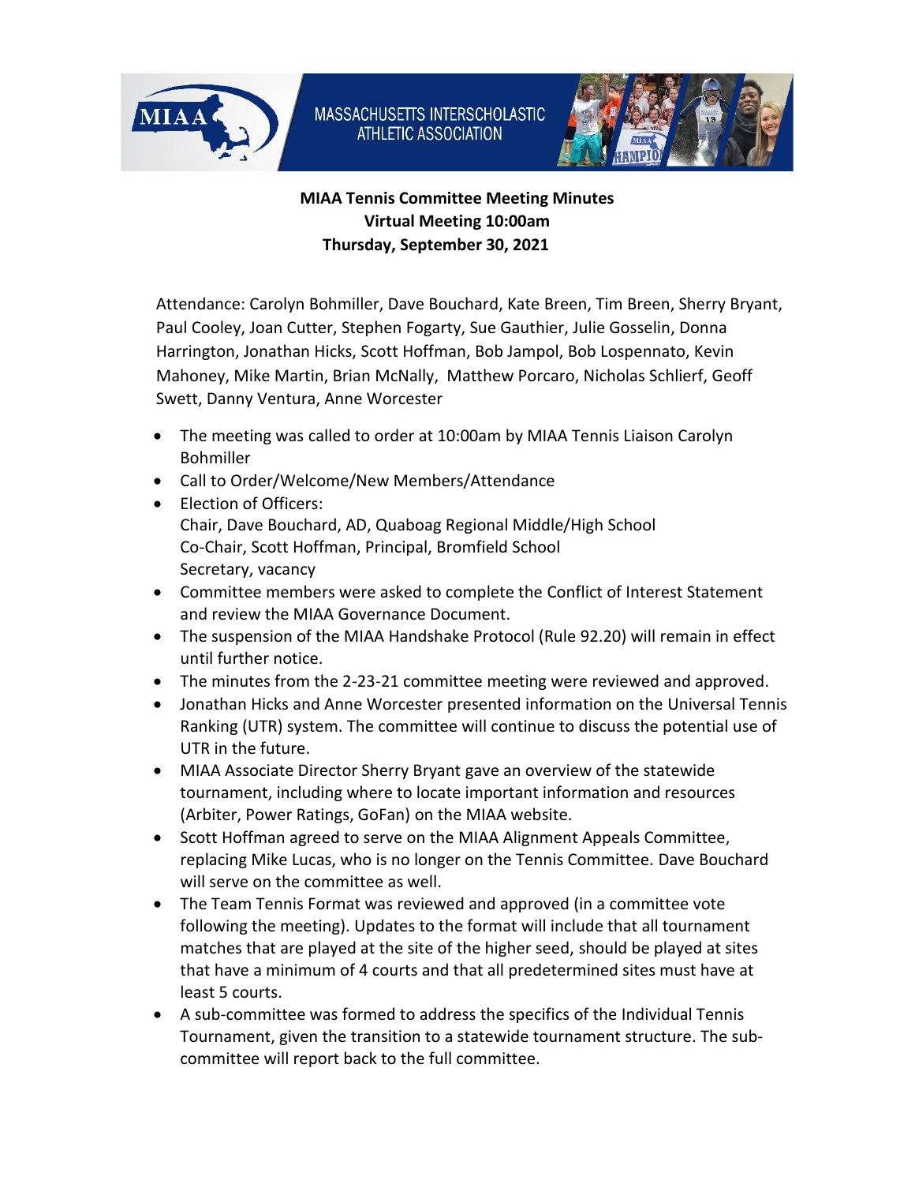MASSACHUSETTS INTERSCHOLASTIC ATHLETIC ASSOCIATION

**MIAA Tennis Committee Meeting Minutes**
**Virtual Meeting 10:00am**
**Thursday, September 30, 2021**

Attendance: Carolyn Bohmiller, Dave Bouchard, Kate Breen, Tim Breen, Sherry Bryant, Paul Cooley, Joan Cutter, Stephen Fogarty, Sue Gauthier, Julie Gosselin, Donna Harrington, Jonathan Hicks, Scott Hoffman, Bob Jampol, Bob Lospennato, Kevin Mahoney, Mike Martin, Brian McNally, Matthew Porcaro, Nicholas Schlierf, Geoff Swett, Danny Ventura, Anne Worcester

- The meeting was called to order at 10:00am by MIAA Tennis Liaison Carolyn Bohmiller
- Call to Order/Welcome/New Members/Attendance
- Election of Officers:
  Chair, Dave Bouchard, AD, Quaboag Regional Middle/High School
  Co-Chair, Scott Hoffman, Principal, Bromfield School
  Secretary, vacancy
- Committee members were asked to complete the Conflict of Interest Statement and review the MIAA Governance Document.
- The suspension of the MIAA Handshake Protocol (Rule 92.20) will remain in effect until further notice.
- The minutes from the 2-23-21 committee meeting were reviewed and approved.
- Jonathan Hicks and Anne Worcester presented information on the Universal Tennis Ranking (UTR) system. The committee will continue to discuss the potential use of UTR in the future.
- MIAA Associate Director Sherry Bryant gave an overview of the statewide tournament, including where to locate important information and resources (Arbiter, Power Ratings, GoFan) on the MIAA website.
- Scott Hoffman agreed to serve on the MIAA Alignment Appeals Committee, replacing Mike Lucas, who is no longer on the Tennis Committee. Dave Bouchard will serve on the committee as well.
- The Team Tennis Format was reviewed and approved (in a committee vote following the meeting). Updates to the format will include that all tournament matches that are played at the site of the higher seed, should be played at sites that have a minimum of 4 courts and that all predetermined sites must have at least 5 courts.
- A sub-committee was formed to address the specifics of the Individual Tennis Tournament, given the transition to a statewide tournament structure. The sub-committee will report back to the full committee.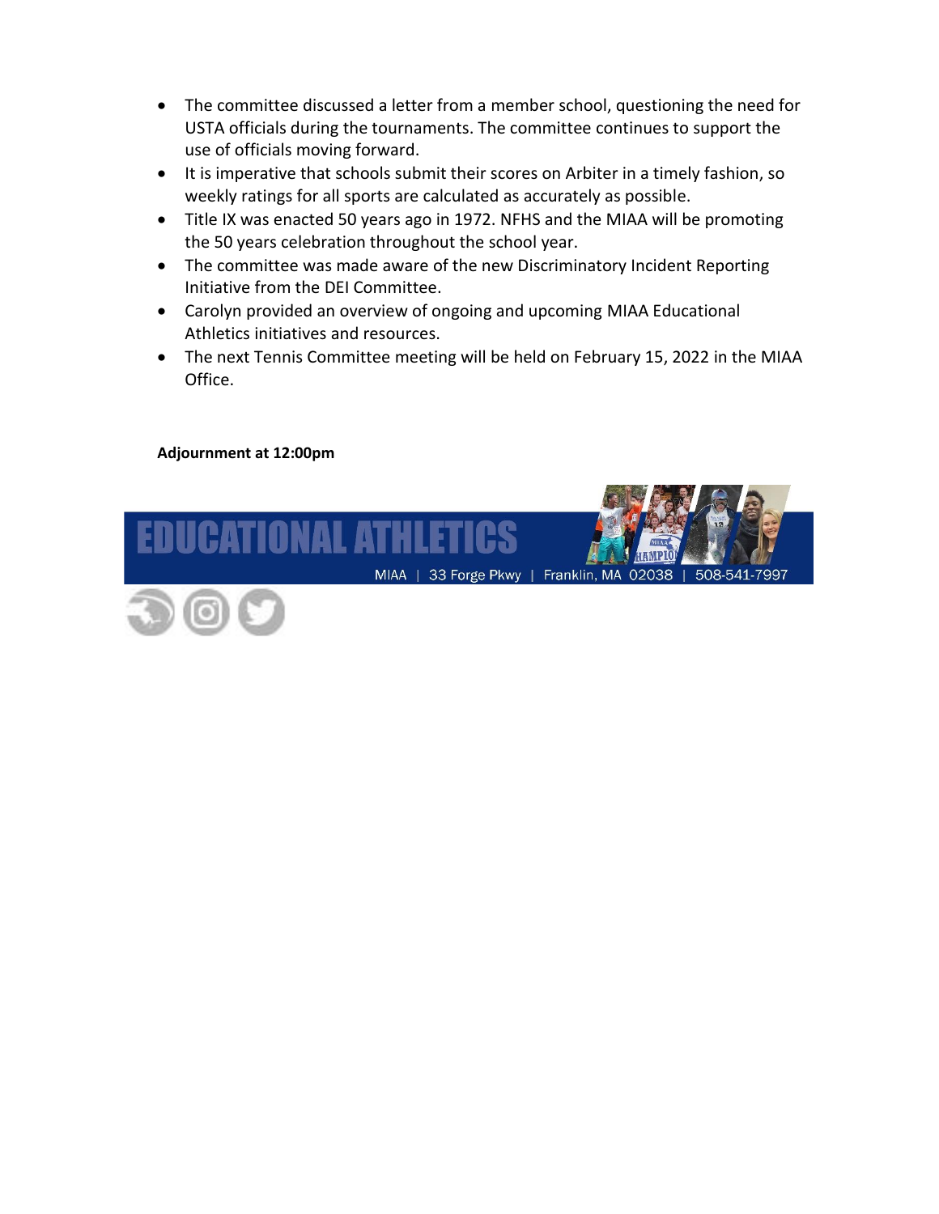- The committee discussed a letter from a member school, questioning the need for USTA officials during the tournaments. The committee continues to support the use of officials moving forward.
- It is imperative that schools submit their scores on Arbiter in a timely fashion, so weekly ratings for all sports are calculated as accurately as possible.
- Title IX was enacted 50 years ago in 1972. NFHS and the MIAA will be promoting the 50 years celebration throughout the school year.
- The committee was made aware of the new Discriminatory Incident Reporting Initiative from the DEI Committee.
- Carolyn provided an overview of ongoing and upcoming MIAA Educational Athletics initiatives and resources.
- The next Tennis Committee meeting will be held on February 15, 2022 in the MIAA Office.

**Adjournment at 12:00pm**

EDUCATIONAL ATHLETICS

MIAA | 33 Forge Pkwy | Franklin, MA 02038 | 508-541-7997